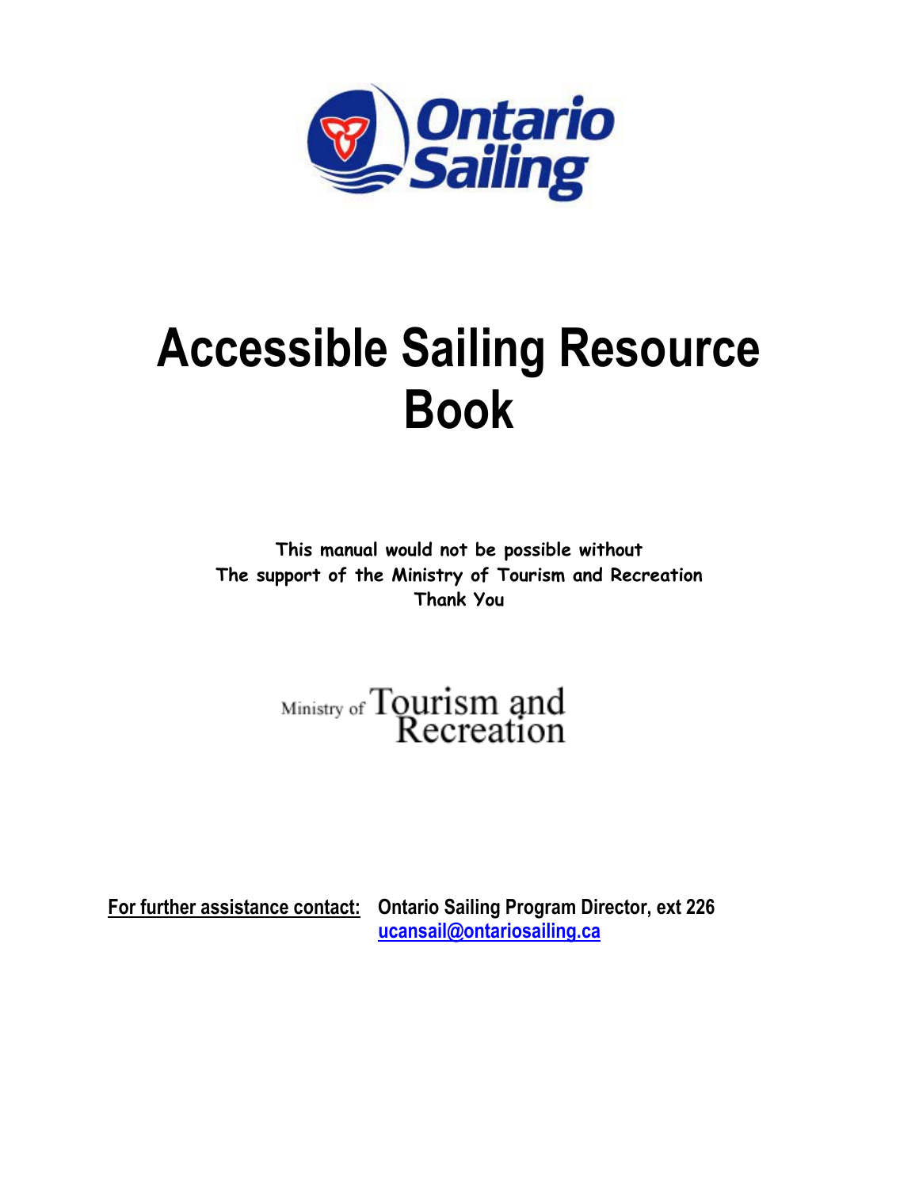Ontario Sailing

# Accessible Sailing Resource Book

**This manual would not be possible without**
**The support of the Ministry of Tourism and Recreation**
**Thank You**

Ministry of Tourism and Recreation

**For further assistance contact:** **Ontario Sailing Program Director, ext 226**
**ucansail@ontariosailing.ca**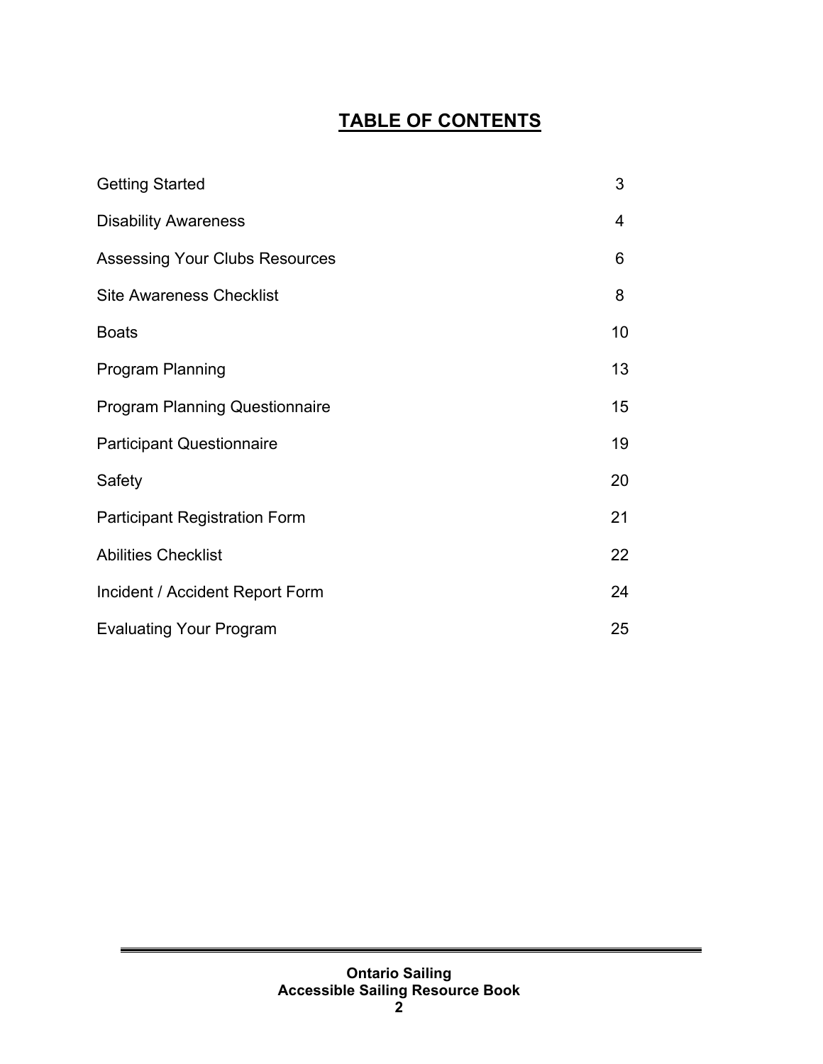# TABLE OF CONTENTS

| | |
|---|---|
| Getting Started | 3 |
| Disability Awareness | 4 |
| Assessing Your Clubs Resources | 6 |
| Site Awareness Checklist | 8 |
| Boats | 10 |
| Program Planning | 13 |
| Program Planning Questionnaire | 15 |
| Participant Questionnaire | 19 |
| Safety | 20 |
| Participant Registration Form | 21 |
| Abilities Checklist | 22 |
| Incident / Accident Report Form | 24 |
| Evaluating Your Program | 25 |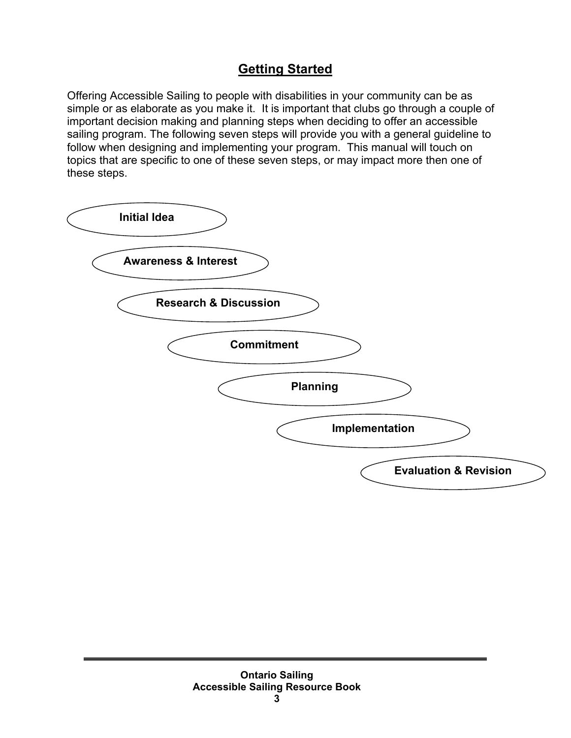## Getting Started

Offering Accessible Sailing to people with disabilities in your community can be as simple or as elaborate as you make it. It is important that clubs go through a couple of important decision making and planning steps when deciding to offer an accessible sailing program. The following seven steps will provide you with a general guideline to follow when designing and implementing your program. This manual will touch on topics that are specific to one of these seven steps, or may impact more then one of these steps.

1. **Initial Idea**
2. **Awareness & Interest**
3. **Research & Discussion**
4. **Commitment**
5. **Planning**
6. **Implementation**
7. **Evaluation & Revision**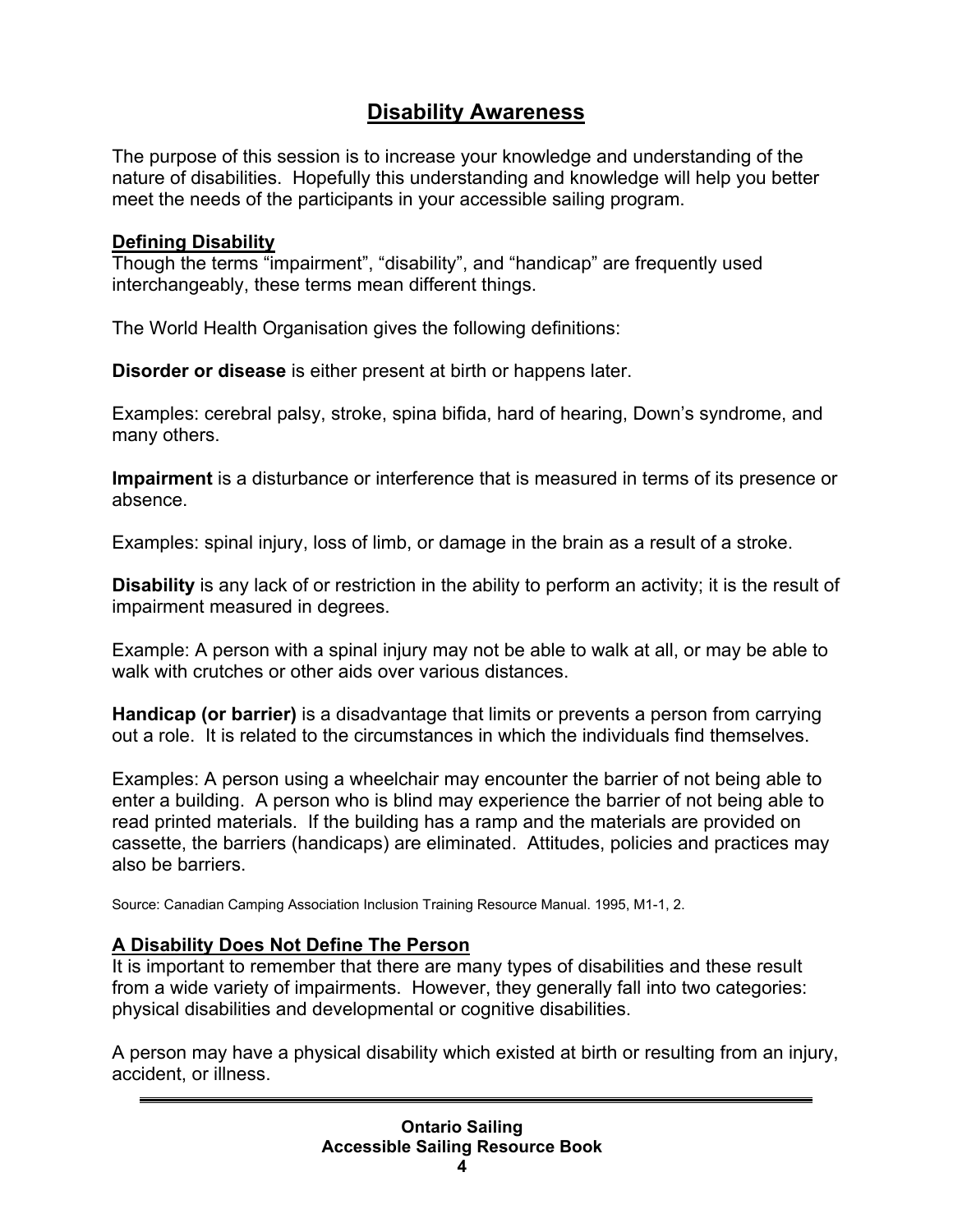# Disability Awareness

The purpose of this session is to increase your knowledge and understanding of the nature of disabilities. Hopefully this understanding and knowledge will help you better meet the needs of the participants in your accessible sailing program.

## Defining Disability

Though the terms "impairment", "disability", and "handicap" are frequently used interchangeably, these terms mean different things.

The World Health Organisation gives the following definitions:

**Disorder or disease** is either present at birth or happens later.

Examples: cerebral palsy, stroke, spina bifida, hard of hearing, Down's syndrome, and many others.

**Impairment** is a disturbance or interference that is measured in terms of its presence or absence.

Examples: spinal injury, loss of limb, or damage in the brain as a result of a stroke.

**Disability** is any lack of or restriction in the ability to perform an activity; it is the result of impairment measured in degrees.

Example: A person with a spinal injury may not be able to walk at all, or may be able to walk with crutches or other aids over various distances.

**Handicap (or barrier)** is a disadvantage that limits or prevents a person from carrying out a role. It is related to the circumstances in which the individuals find themselves.

Examples: A person using a wheelchair may encounter the barrier of not being able to enter a building. A person who is blind may experience the barrier of not being able to read printed materials. If the building has a ramp and the materials are provided on cassette, the barriers (handicaps) are eliminated. Attitudes, policies and practices may also be barriers.

Source: Canadian Camping Association Inclusion Training Resource Manual. 1995, M1-1, 2.

## A Disability Does Not Define The Person

It is important to remember that there are many types of disabilities and these result from a wide variety of impairments. However, they generally fall into two categories: physical disabilities and developmental or cognitive disabilities.

A person may have a physical disability which existed at birth or resulting from an injury, accident, or illness.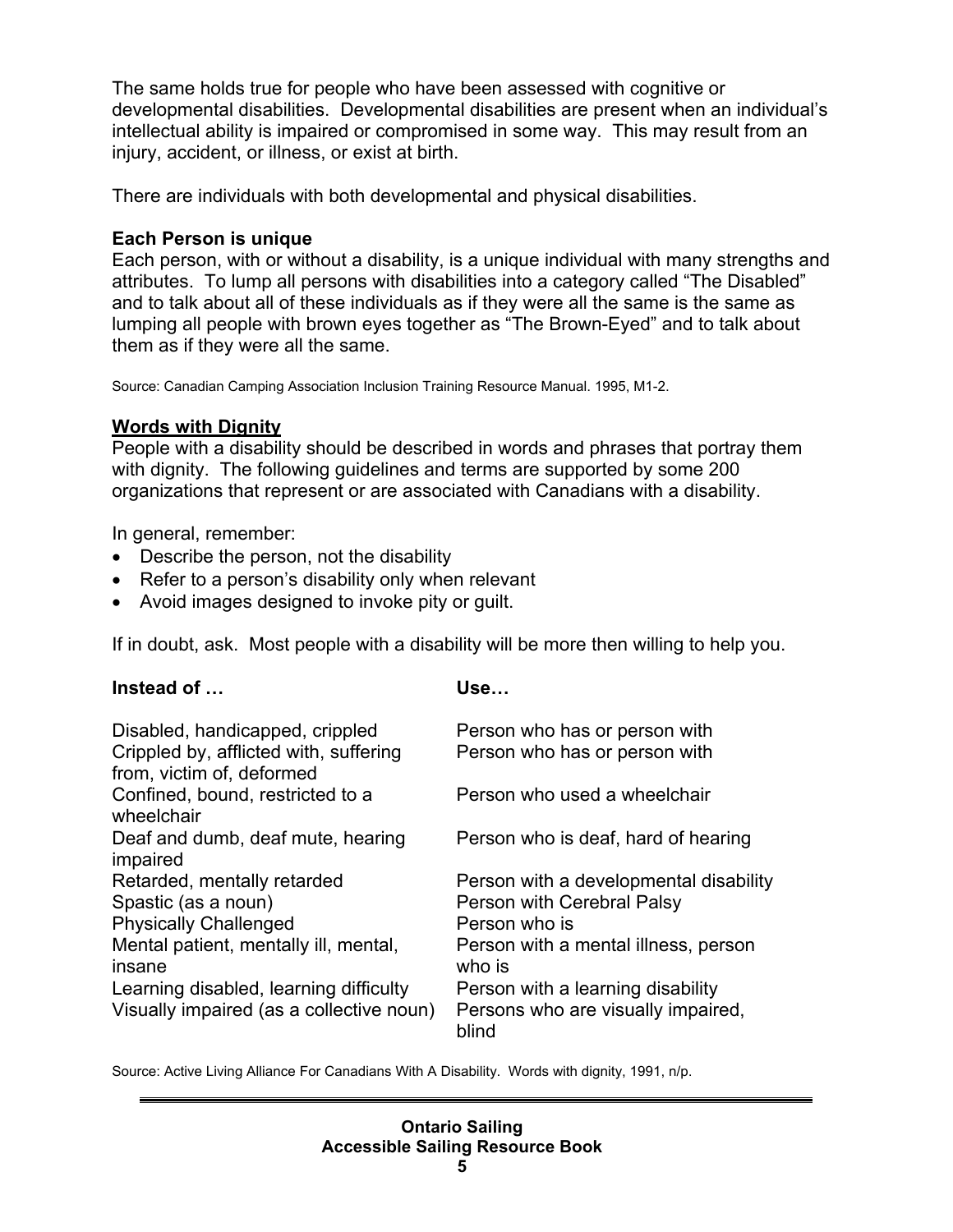The same holds true for people who have been assessed with cognitive or developmental disabilities. Developmental disabilities are present when an individual's intellectual ability is impaired or compromised in some way. This may result from an injury, accident, or illness, or exist at birth.

There are individuals with both developmental and physical disabilities.

**Each Person is unique**

Each person, with or without a disability, is a unique individual with many strengths and attributes. To lump all persons with disabilities into a category called "The Disabled" and to talk about all of these individuals as if they were all the same is the same as lumping all people with brown eyes together as "The Brown-Eyed" and to talk about them as if they were all the same.

Source: Canadian Camping Association Inclusion Training Resource Manual. 1995, M1-2.

**Words with Dignity**

People with a disability should be described in words and phrases that portray them with dignity. The following guidelines and terms are supported by some 200 organizations that represent or are associated with Canadians with a disability.

In general, remember:

- Describe the person, not the disability
- Refer to a person's disability only when relevant
- Avoid images designed to invoke pity or guilt.

If in doubt, ask. Most people with a disability will be more then willing to help you.

| Instead of … | Use… |
|---|---|
| Disabled, handicapped, crippled | Person who has or person with |
| Crippled by, afflicted with, suffering from, victim of, deformed | Person who has or person with |
| Confined, bound, restricted to a wheelchair | Person who used a wheelchair |
| Deaf and dumb, deaf mute, hearing impaired | Person who is deaf, hard of hearing |
| Retarded, mentally retarded | Person with a developmental disability |
| Spastic (as a noun) | Person with Cerebral Palsy |
| Physically Challenged | Person who is |
| Mental patient, mentally ill, mental, insane | Person with a mental illness, person who is |
| Learning disabled, learning difficulty | Person with a learning disability |
| Visually impaired (as a collective noun) | Persons who are visually impaired, blind |

Source: Active Living Alliance For Canadians With A Disability. Words with dignity, 1991, n/p.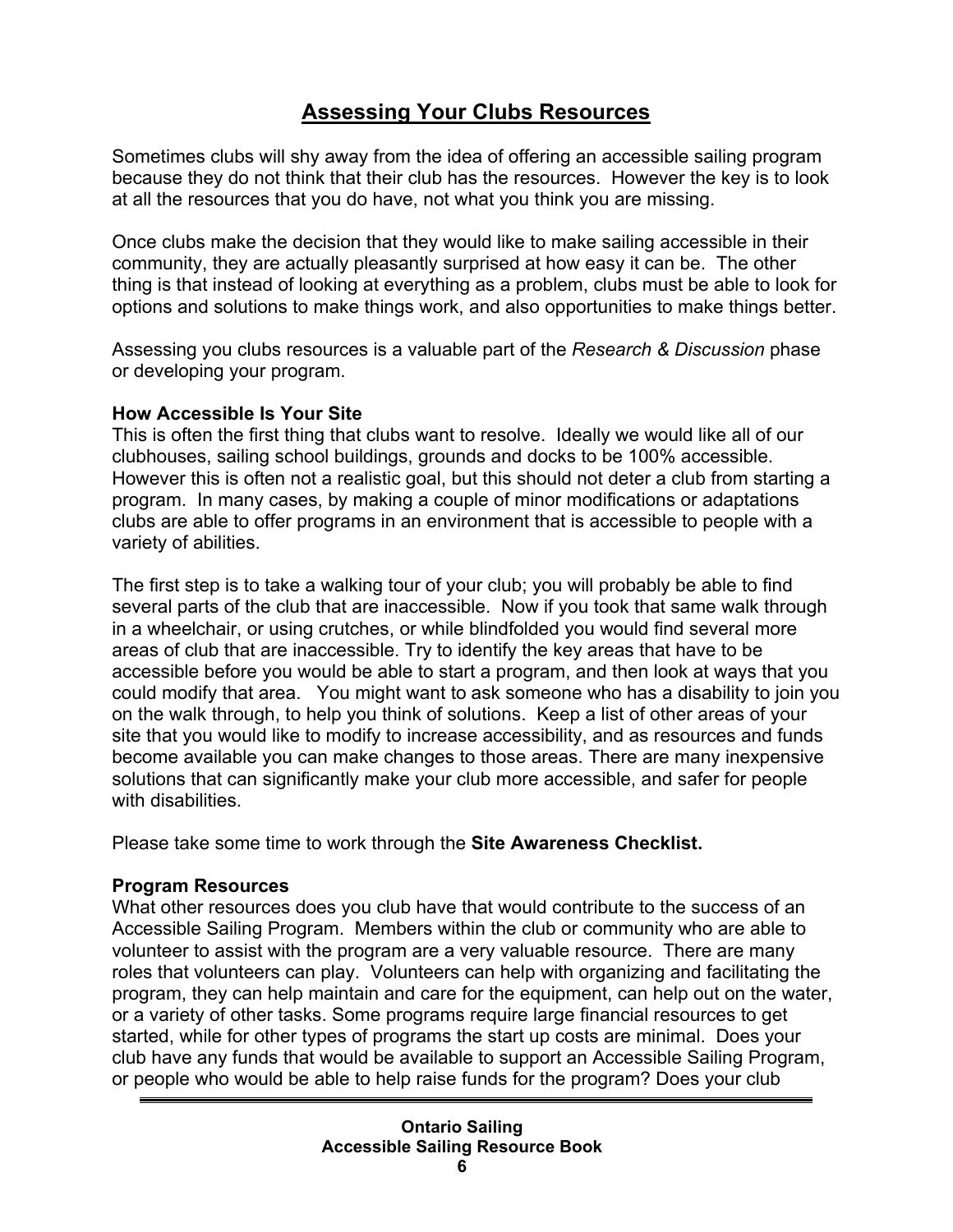# Assessing Your Clubs Resources

Sometimes clubs will shy away from the idea of offering an accessible sailing program because they do not think that their club has the resources. However the key is to look at all the resources that you do have, not what you think you are missing.

Once clubs make the decision that they would like to make sailing accessible in their community, they are actually pleasantly surprised at how easy it can be. The other thing is that instead of looking at everything as a problem, clubs must be able to look for options and solutions to make things work, and also opportunities to make things better.

Assessing you clubs resources is a valuable part of the *Research & Discussion* phase or developing your program.

**How Accessible Is Your Site**
This is often the first thing that clubs want to resolve. Ideally we would like all of our clubhouses, sailing school buildings, grounds and docks to be 100% accessible. However this is often not a realistic goal, but this should not deter a club from starting a program. In many cases, by making a couple of minor modifications or adaptations clubs are able to offer programs in an environment that is accessible to people with a variety of abilities.

The first step is to take a walking tour of your club; you will probably be able to find several parts of the club that are inaccessible. Now if you took that same walk through in a wheelchair, or using crutches, or while blindfolded you would find several more areas of club that are inaccessible. Try to identify the key areas that have to be accessible before you would be able to start a program, and then look at ways that you could modify that area. You might want to ask someone who has a disability to join you on the walk through, to help you think of solutions. Keep a list of other areas of your site that you would like to modify to increase accessibility, and as resources and funds become available you can make changes to those areas. There are many inexpensive solutions that can significantly make your club more accessible, and safer for people with disabilities.

Please take some time to work through the **Site Awareness Checklist.**

**Program Resources**
What other resources does you club have that would contribute to the success of an Accessible Sailing Program. Members within the club or community who are able to volunteer to assist with the program are a very valuable resource. There are many roles that volunteers can play. Volunteers can help with organizing and facilitating the program, they can help maintain and care for the equipment, can help out on the water, or a variety of other tasks. Some programs require large financial resources to get started, while for other types of programs the start up costs are minimal. Does your club have any funds that would be available to support an Accessible Sailing Program, or people who would be able to help raise funds for the program? Does your club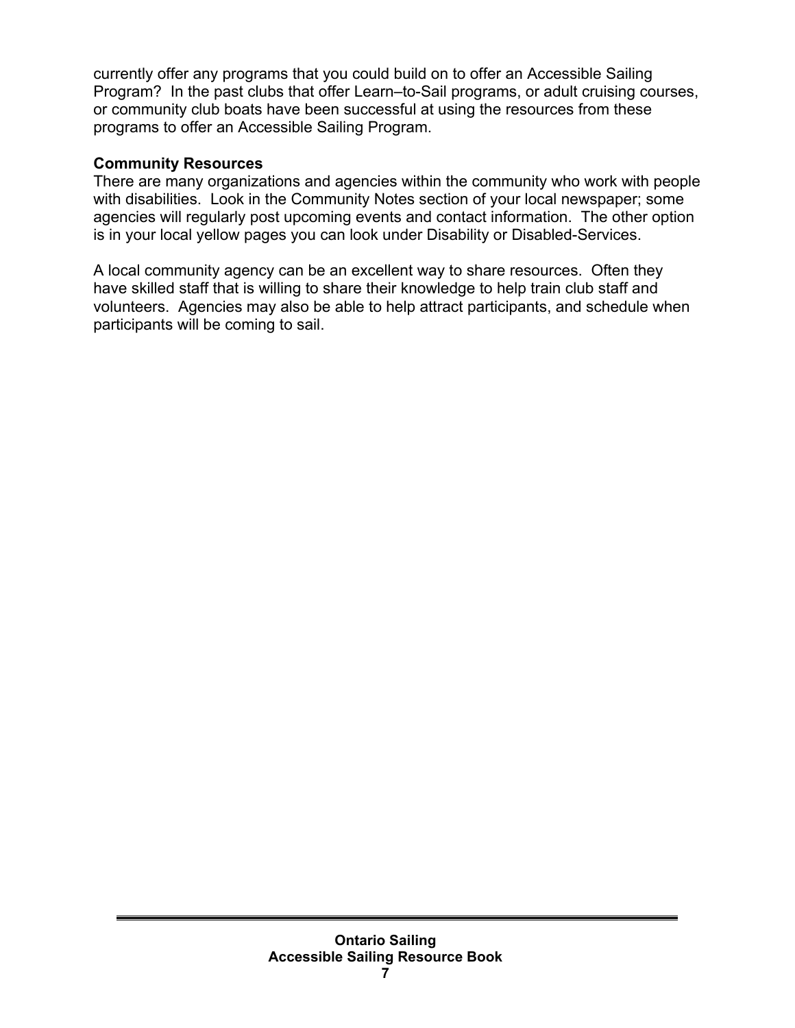currently offer any programs that you could build on to offer an Accessible Sailing Program? In the past clubs that offer Learn–to-Sail programs, or adult cruising courses, or community club boats have been successful at using the resources from these programs to offer an Accessible Sailing Program.

**Community Resources**

There are many organizations and agencies within the community who work with people with disabilities. Look in the Community Notes section of your local newspaper; some agencies will regularly post upcoming events and contact information. The other option is in your local yellow pages you can look under Disability or Disabled-Services.

A local community agency can be an excellent way to share resources. Often they have skilled staff that is willing to share their knowledge to help train club staff and volunteers. Agencies may also be able to help attract participants, and schedule when participants will be coming to sail.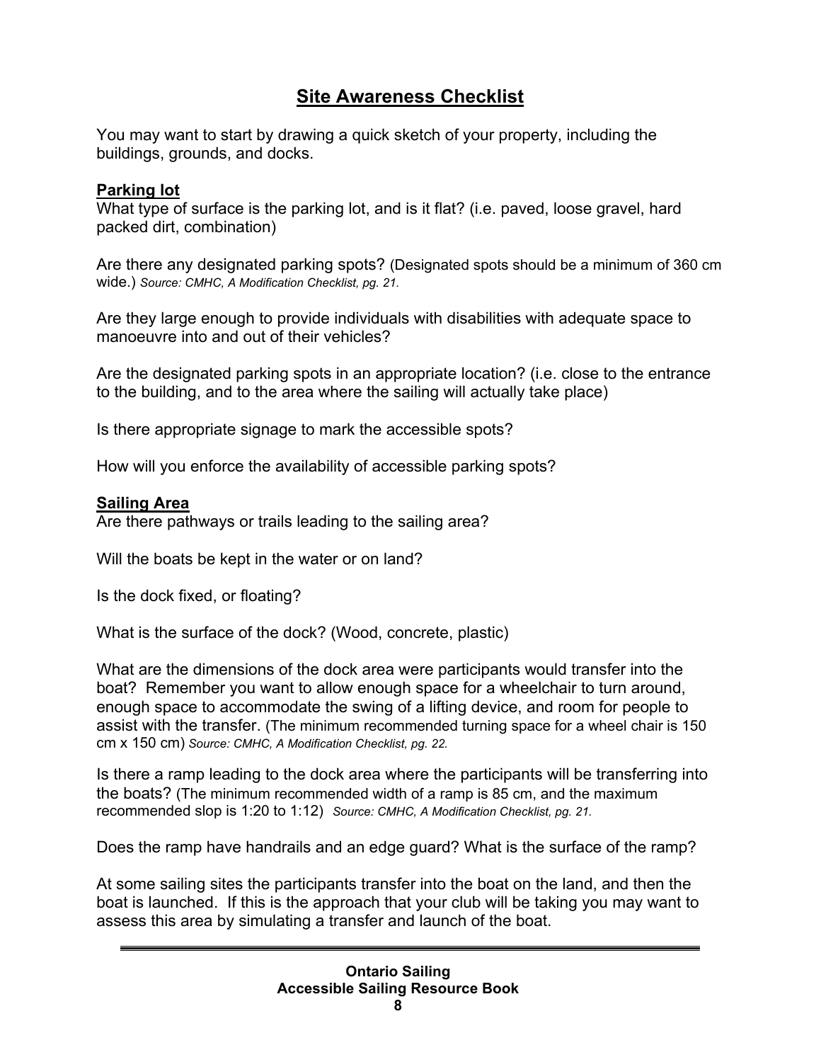# Site Awareness Checklist

You may want to start by drawing a quick sketch of your property, including the buildings, grounds, and docks.

## Parking lot

What type of surface is the parking lot, and is it flat? (i.e. paved, loose gravel, hard packed dirt, combination)

Are there any designated parking spots? (Designated spots should be a minimum of 360 cm wide.) *Source: CMHC, A Modification Checklist, pg. 21.*

Are they large enough to provide individuals with disabilities with adequate space to manoeuvre into and out of their vehicles?

Are the designated parking spots in an appropriate location? (i.e. close to the entrance to the building, and to the area where the sailing will actually take place)

Is there appropriate signage to mark the accessible spots?

How will you enforce the availability of accessible parking spots?

## Sailing Area

Are there pathways or trails leading to the sailing area?

Will the boats be kept in the water or on land?

Is the dock fixed, or floating?

What is the surface of the dock? (Wood, concrete, plastic)

What are the dimensions of the dock area were participants would transfer into the boat? Remember you want to allow enough space for a wheelchair to turn around, enough space to accommodate the swing of a lifting device, and room for people to assist with the transfer. (The minimum recommended turning space for a wheel chair is 150 cm x 150 cm) *Source: CMHC, A Modification Checklist, pg. 22.*

Is there a ramp leading to the dock area where the participants will be transferring into the boats? (The minimum recommended width of a ramp is 85 cm, and the maximum recommended slop is 1:20 to 1:12) *Source: CMHC, A Modification Checklist, pg. 21.*

Does the ramp have handrails and an edge guard? What is the surface of the ramp?

At some sailing sites the participants transfer into the boat on the land, and then the boat is launched. If this is the approach that your club will be taking you may want to assess this area by simulating a transfer and launch of the boat.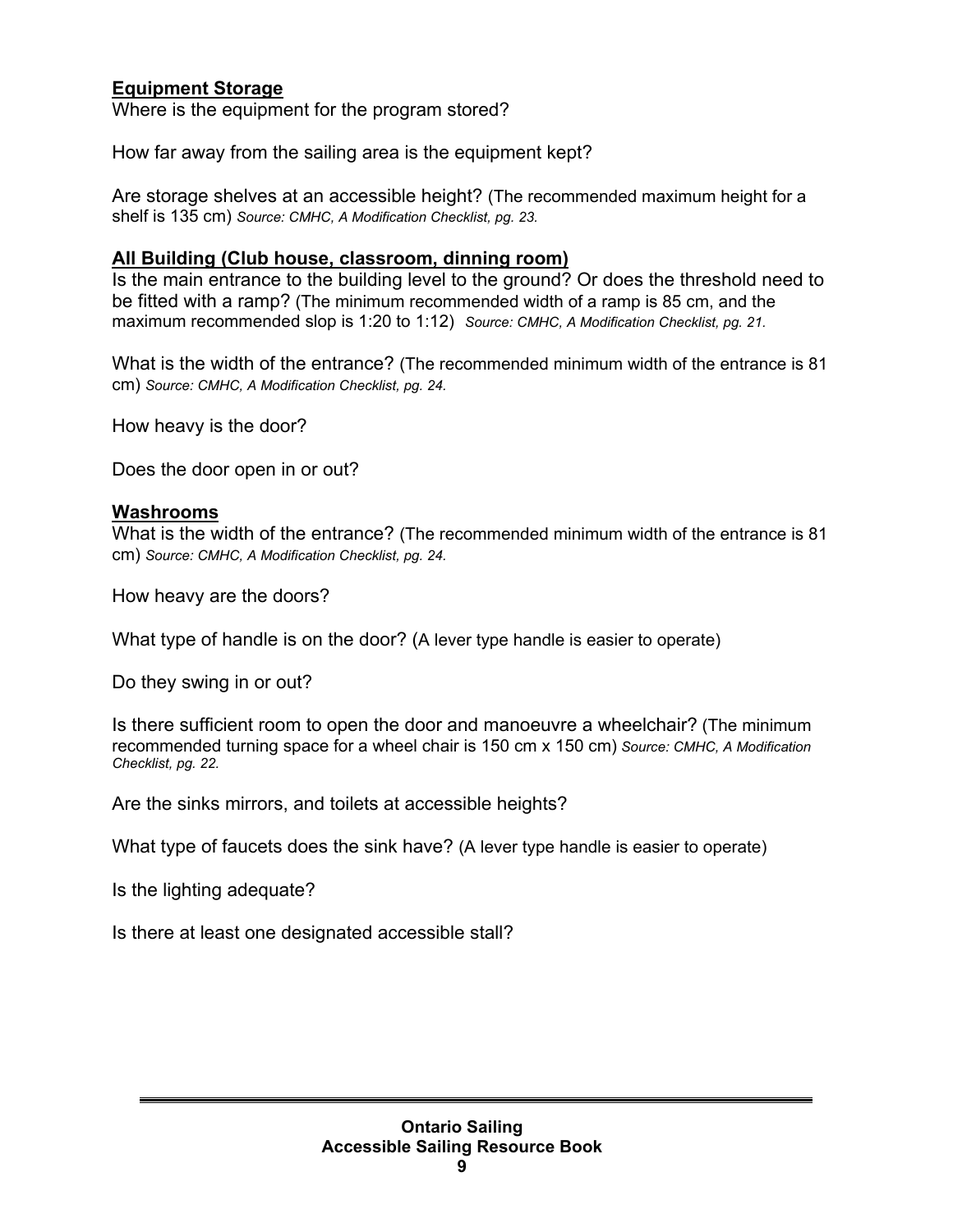**Equipment Storage**
Where is the equipment for the program stored?

How far away from the sailing area is the equipment kept?

Are storage shelves at an accessible height? (The recommended maximum height for a shelf is 135 cm) *Source: CMHC, A Modification Checklist, pg. 23.*

**All Building (Club house, classroom, dinning room)**
Is the main entrance to the building level to the ground? Or does the threshold need to be fitted with a ramp? (The minimum recommended width of a ramp is 85 cm, and the maximum recommended slop is 1:20 to 1:12) *Source: CMHC, A Modification Checklist, pg. 21.*

What is the width of the entrance? (The recommended minimum width of the entrance is 81 cm) *Source: CMHC, A Modification Checklist, pg. 24.*

How heavy is the door?

Does the door open in or out?

**Washrooms**
What is the width of the entrance? (The recommended minimum width of the entrance is 81 cm) *Source: CMHC, A Modification Checklist, pg. 24.*

How heavy are the doors?

What type of handle is on the door? (A lever type handle is easier to operate)

Do they swing in or out?

Is there sufficient room to open the door and manoeuvre a wheelchair? (The minimum recommended turning space for a wheel chair is 150 cm x 150 cm) *Source: CMHC, A Modification Checklist, pg. 22.*

Are the sinks mirrors, and toilets at accessible heights?

What type of faucets does the sink have? (A lever type handle is easier to operate)

Is the lighting adequate?

Is there at least one designated accessible stall?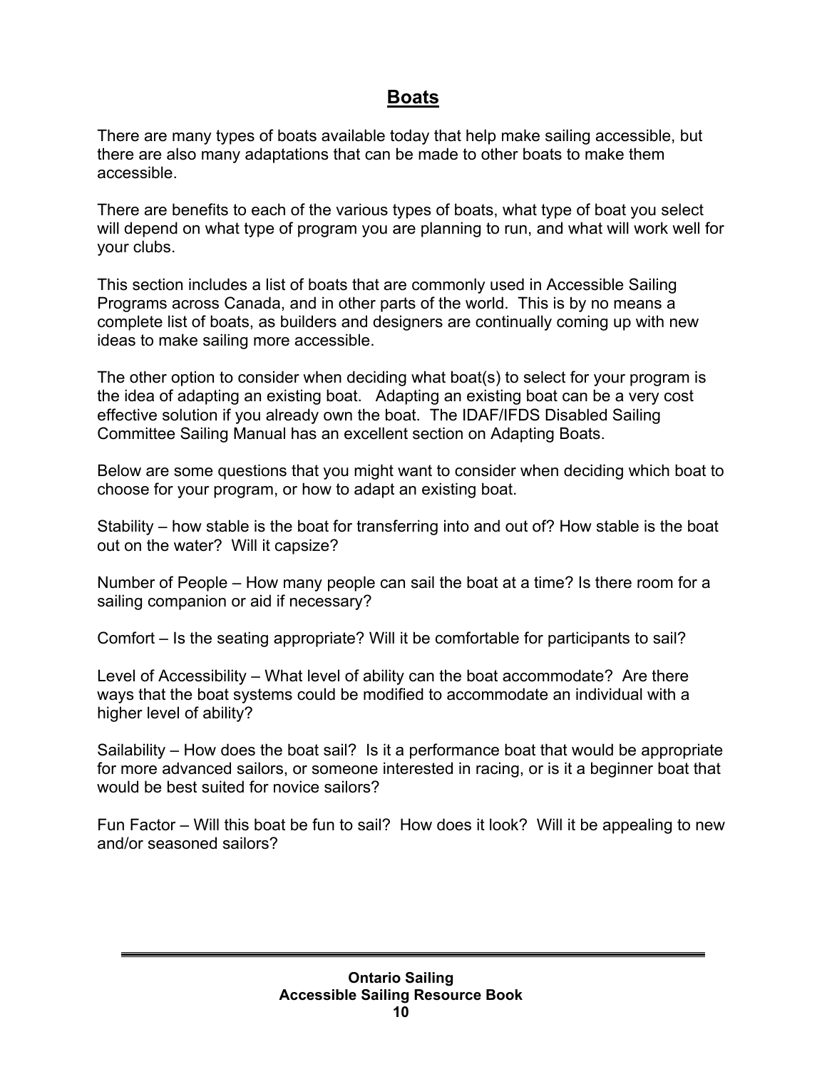# Boats

There are many types of boats available today that help make sailing accessible, but there are also many adaptations that can be made to other boats to make them accessible.

There are benefits to each of the various types of boats, what type of boat you select will depend on what type of program you are planning to run, and what will work well for your clubs.

This section includes a list of boats that are commonly used in Accessible Sailing Programs across Canada, and in other parts of the world. This is by no means a complete list of boats, as builders and designers are continually coming up with new ideas to make sailing more accessible.

The other option to consider when deciding what boat(s) to select for your program is the idea of adapting an existing boat. Adapting an existing boat can be a very cost effective solution if you already own the boat. The IDAF/IFDS Disabled Sailing Committee Sailing Manual has an excellent section on Adapting Boats.

Below are some questions that you might want to consider when deciding which boat to choose for your program, or how to adapt an existing boat.

Stability – how stable is the boat for transferring into and out of? How stable is the boat out on the water? Will it capsize?

Number of People – How many people can sail the boat at a time? Is there room for a sailing companion or aid if necessary?

Comfort – Is the seating appropriate? Will it be comfortable for participants to sail?

Level of Accessibility – What level of ability can the boat accommodate? Are there ways that the boat systems could be modified to accommodate an individual with a higher level of ability?

Sailability – How does the boat sail? Is it a performance boat that would be appropriate for more advanced sailors, or someone interested in racing, or is it a beginner boat that would be best suited for novice sailors?

Fun Factor – Will this boat be fun to sail? How does it look? Will it be appealing to new and/or seasoned sailors?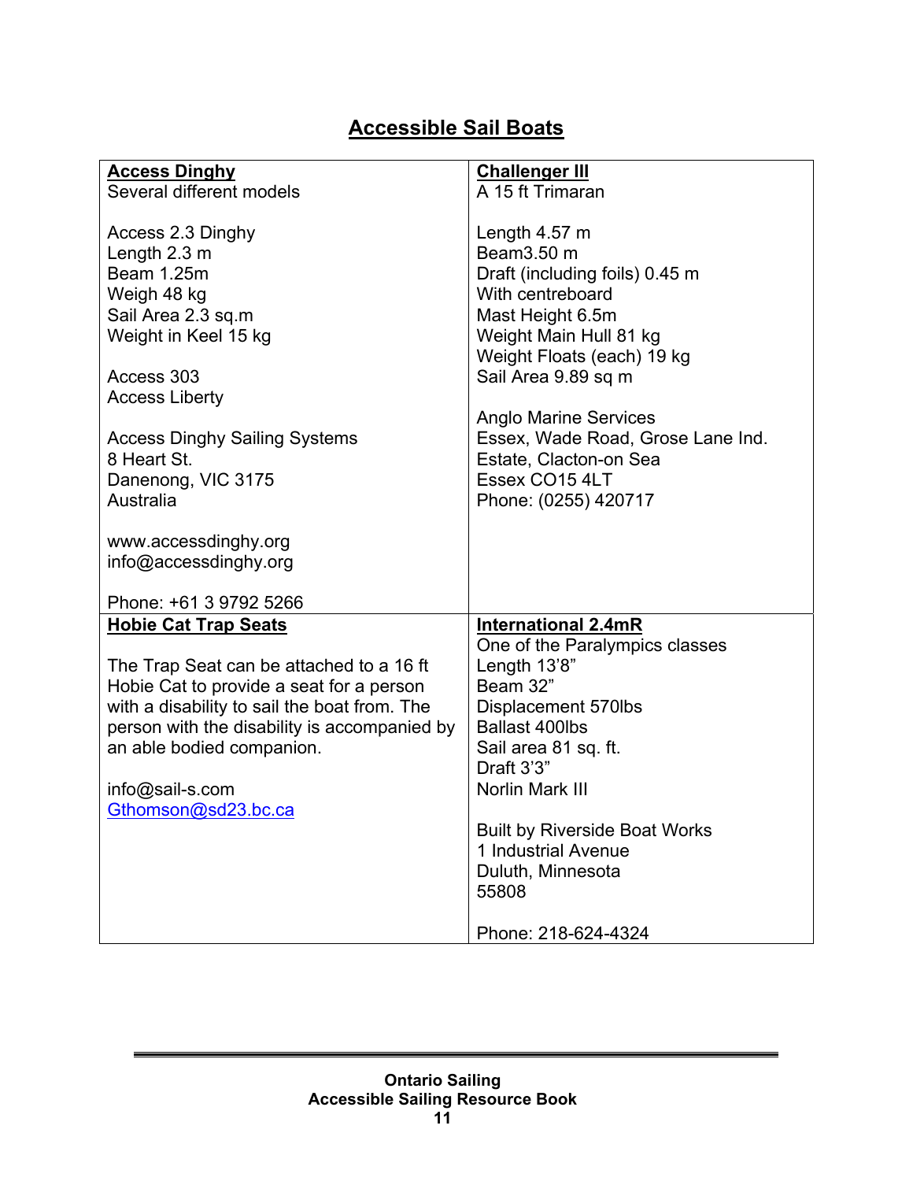# Accessible Sail Boats

| **Access Dinghy**<br>Several different models<br><br>Access 2.3 Dinghy<br>Length 2.3 m<br>Beam 1.25m<br>Weigh 48 kg<br>Sail Area 2.3 sq.m<br>Weight in Keel 15 kg<br><br>Access 303<br>Access Liberty<br><br>Access Dinghy Sailing Systems<br>8 Heart St.<br>Danenong, VIC 3175<br>Australia<br><br>www.accessdinghy.org<br>info@accessdinghy.org<br><br>Phone: +61 3 9792 5266 | **Challenger III**<br>A 15 ft Trimaran<br><br>Length 4.57 m<br>Beam3.50 m<br>Draft (including foils) 0.45 m<br>With centreboard<br>Mast Height 6.5m<br>Weight Main Hull 81 kg<br>Weight Floats (each) 19 kg<br>Sail Area 9.89 sq m<br><br>Anglo Marine Services<br>Essex, Wade Road, Grose Lane Ind. Estate, Clacton-on Sea<br>Essex CO15 4LT<br>Phone: (0255) 420717 |
|---|---|
| **Hobie Cat Trap Seats**<br><br>The Trap Seat can be attached to a 16 ft Hobie Cat to provide a seat for a person with a disability to sail the boat from. The person with the disability is accompanied by an able bodied companion.<br><br>info@sail-s.com<br>Gthomson@sd23.bc.ca | **International 2.4mR**<br>One of the Paralympics classes<br>Length 13'8"<br>Beam 32"<br>Displacement 570lbs<br>Ballast 400lbs<br>Sail area 81 sq. ft.<br>Draft 3'3"<br>Norlin Mark III<br><br>Built by Riverside Boat Works<br>1 Industrial Avenue<br>Duluth, Minnesota<br>55808<br><br>Phone: 218-624-4324 |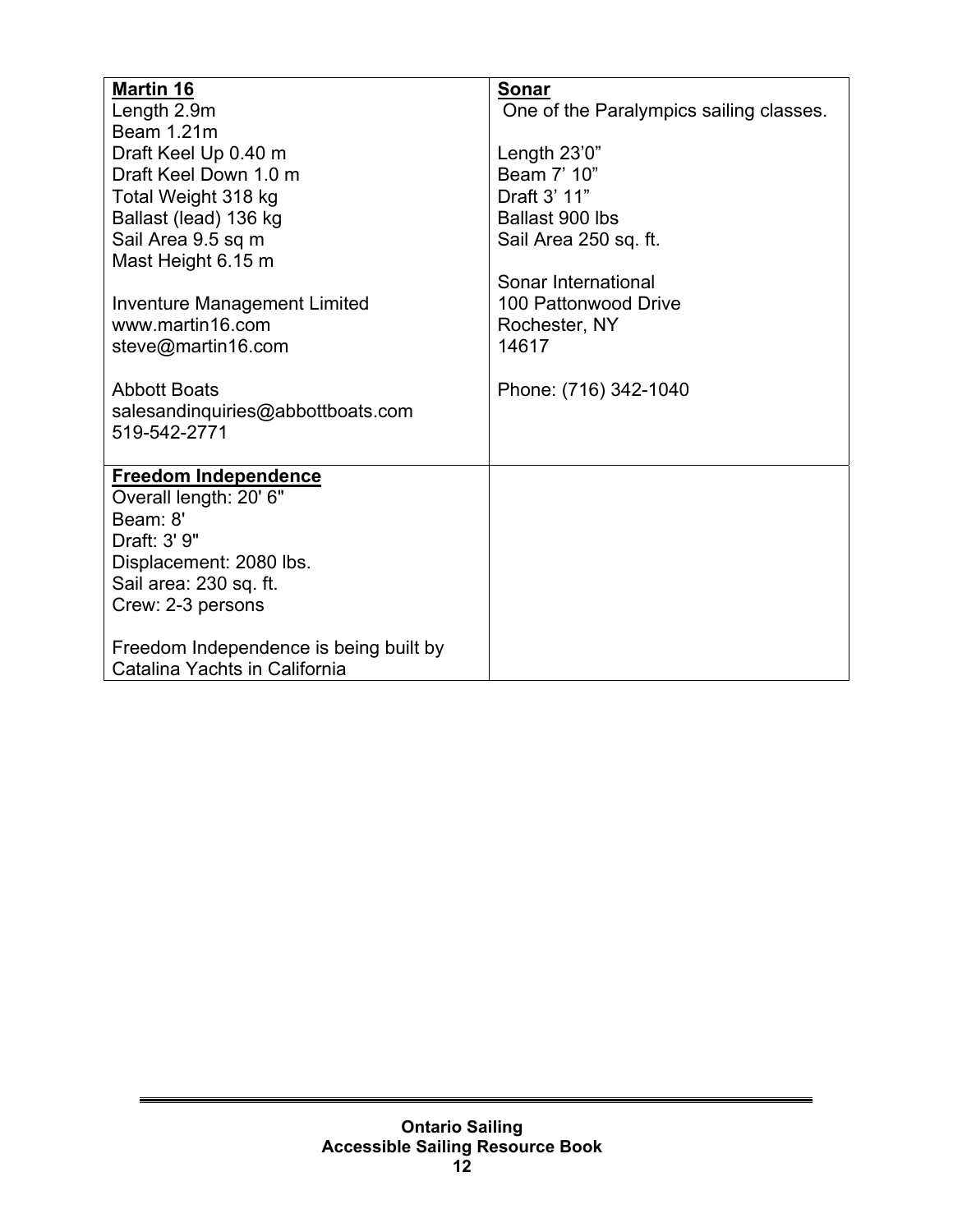| **Martin 16** | **Sonar** |
|---|---|
| Length 2.9m<br>Beam 1.21m<br>Draft Keel Up 0.40 m<br>Draft Keel Down 1.0 m<br>Total Weight 318 kg<br>Ballast (lead) 136 kg<br>Sail Area 9.5 sq m<br>Mast Height 6.15 m<br><br>Inventure Management Limited<br>www.martin16.com<br>steve@martin16.com<br><br>Abbott Boats<br>salesandinquiries@abbottboats.com<br>519-542-2771 | One of the Paralympics sailing classes.<br><br>Length 23'0"<br>Beam 7' 10"<br>Draft 3' 11"<br>Ballast 900 lbs<br>Sail Area 250 sq. ft.<br><br>Sonar International<br>100 Pattonwood Drive<br>Rochester, NY<br>14617<br><br>Phone: (716) 342-1040 |
| **Freedom Independence**<br>Overall length: 20' 6"<br>Beam: 8'<br>Draft: 3' 9"<br>Displacement: 2080 lbs.<br>Sail area: 230 sq. ft.<br>Crew: 2-3 persons<br><br>Freedom Independence is being built by Catalina Yachts in California | |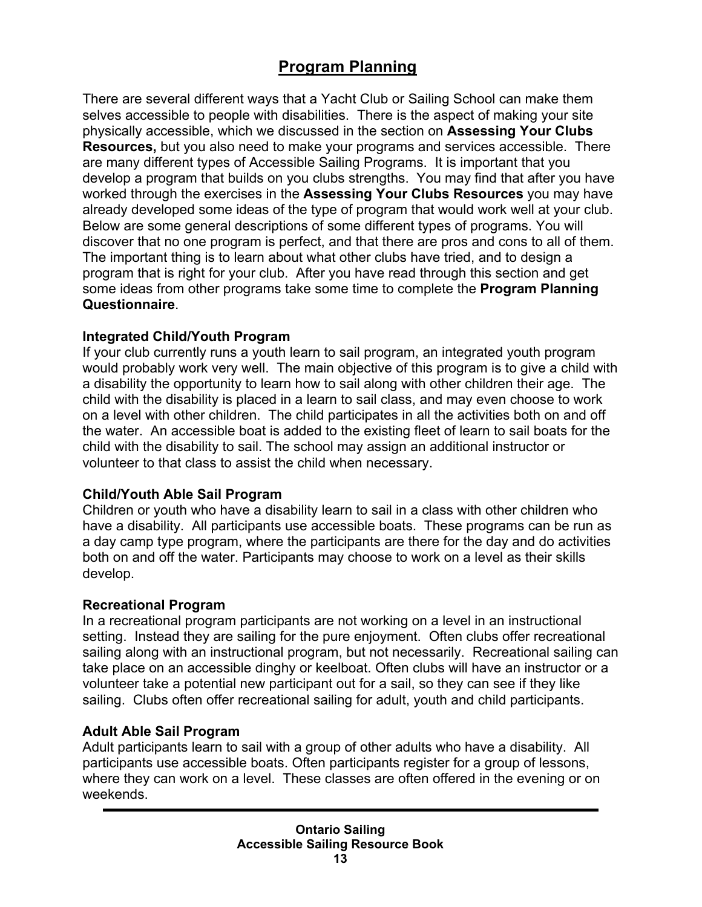# Program Planning

There are several different ways that a Yacht Club or Sailing School can make them selves accessible to people with disabilities. There is the aspect of making your site physically accessible, which we discussed in the section on **Assessing Your Clubs Resources,** but you also need to make your programs and services accessible. There are many different types of Accessible Sailing Programs. It is important that you develop a program that builds on you clubs strengths. You may find that after you have worked through the exercises in the **Assessing Your Clubs Resources** you may have already developed some ideas of the type of program that would work well at your club. Below are some general descriptions of some different types of programs. You will discover that no one program is perfect, and that there are pros and cons to all of them. The important thing is to learn about what other clubs have tried, and to design a program that is right for your club. After you have read through this section and get some ideas from other programs take some time to complete the **Program Planning Questionnaire**.

**Integrated Child/Youth Program**
If your club currently runs a youth learn to sail program, an integrated youth program would probably work very well. The main objective of this program is to give a child with a disability the opportunity to learn how to sail along with other children their age. The child with the disability is placed in a learn to sail class, and may even choose to work on a level with other children. The child participates in all the activities both on and off the water. An accessible boat is added to the existing fleet of learn to sail boats for the child with the disability to sail. The school may assign an additional instructor or volunteer to that class to assist the child when necessary.

**Child/Youth Able Sail Program**
Children or youth who have a disability learn to sail in a class with other children who have a disability. All participants use accessible boats. These programs can be run as a day camp type program, where the participants are there for the day and do activities both on and off the water. Participants may choose to work on a level as their skills develop.

**Recreational Program**
In a recreational program participants are not working on a level in an instructional setting. Instead they are sailing for the pure enjoyment. Often clubs offer recreational sailing along with an instructional program, but not necessarily. Recreational sailing can take place on an accessible dinghy or keelboat. Often clubs will have an instructor or a volunteer take a potential new participant out for a sail, so they can see if they like sailing. Clubs often offer recreational sailing for adult, youth and child participants.

**Adult Able Sail Program**
Adult participants learn to sail with a group of other adults who have a disability. All participants use accessible boats. Often participants register for a group of lessons, where they can work on a level. These classes are often offered in the evening or on weekends.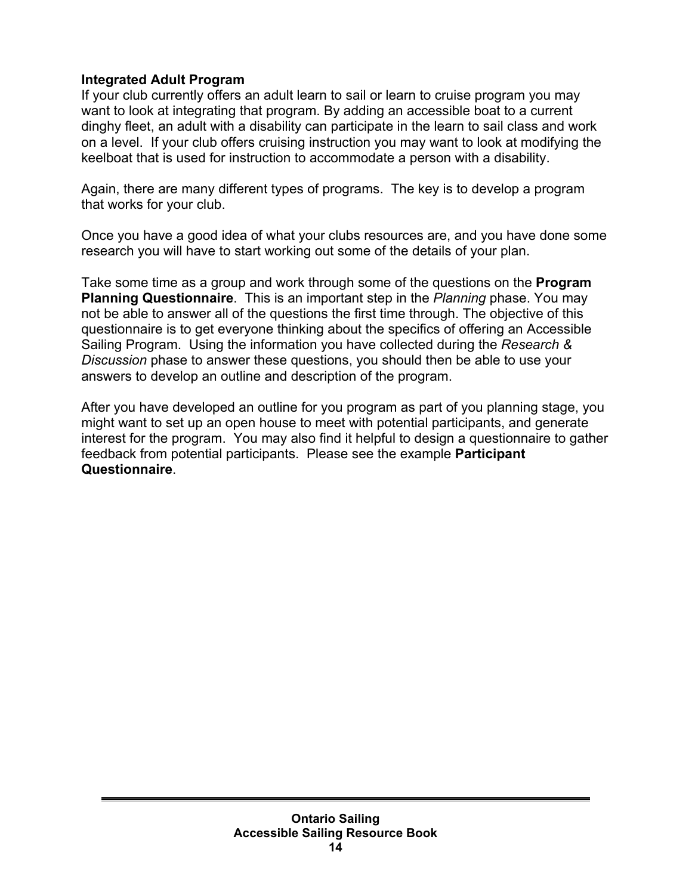**Integrated Adult Program**
If your club currently offers an adult learn to sail or learn to cruise program you may want to look at integrating that program. By adding an accessible boat to a current dinghy fleet, an adult with a disability can participate in the learn to sail class and work on a level. If your club offers cruising instruction you may want to look at modifying the keelboat that is used for instruction to accommodate a person with a disability.

Again, there are many different types of programs. The key is to develop a program that works for your club.

Once you have a good idea of what your clubs resources are, and you have done some research you will have to start working out some of the details of your plan.

Take some time as a group and work through some of the questions on the **Program Planning Questionnaire**. This is an important step in the *Planning* phase. You may not be able to answer all of the questions the first time through. The objective of this questionnaire is to get everyone thinking about the specifics of offering an Accessible Sailing Program. Using the information you have collected during the *Research & Discussion* phase to answer these questions, you should then be able to use your answers to develop an outline and description of the program.

After you have developed an outline for you program as part of you planning stage, you might want to set up an open house to meet with potential participants, and generate interest for the program. You may also find it helpful to design a questionnaire to gather feedback from potential participants. Please see the example **Participant Questionnaire**.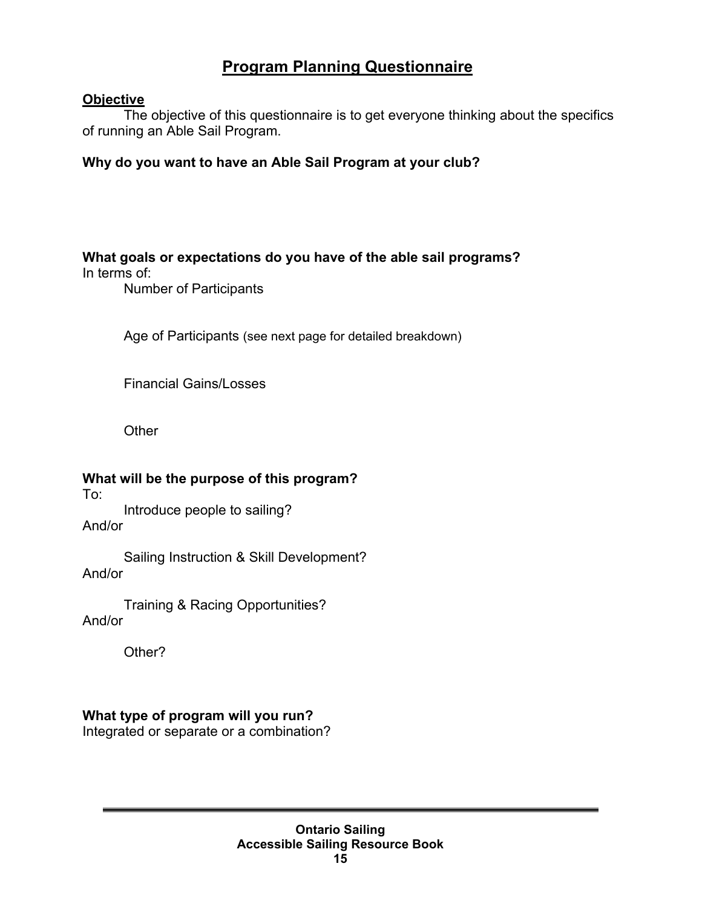# Program Planning Questionnaire

**Objective**

The objective of this questionnaire is to get everyone thinking about the specifics of running an Able Sail Program.

**Why do you want to have an Able Sail Program at your club?**

**What goals or expectations do you have of the able sail programs?**

In terms of:

Number of Participants

Age of Participants (see next page for detailed breakdown)

Financial Gains/Losses

Other

**What will be the purpose of this program?**

To:

Introduce people to sailing?

And/or

Sailing Instruction & Skill Development?

And/or

Training & Racing Opportunities?

And/or

Other?

**What type of program will you run?**

Integrated or separate or a combination?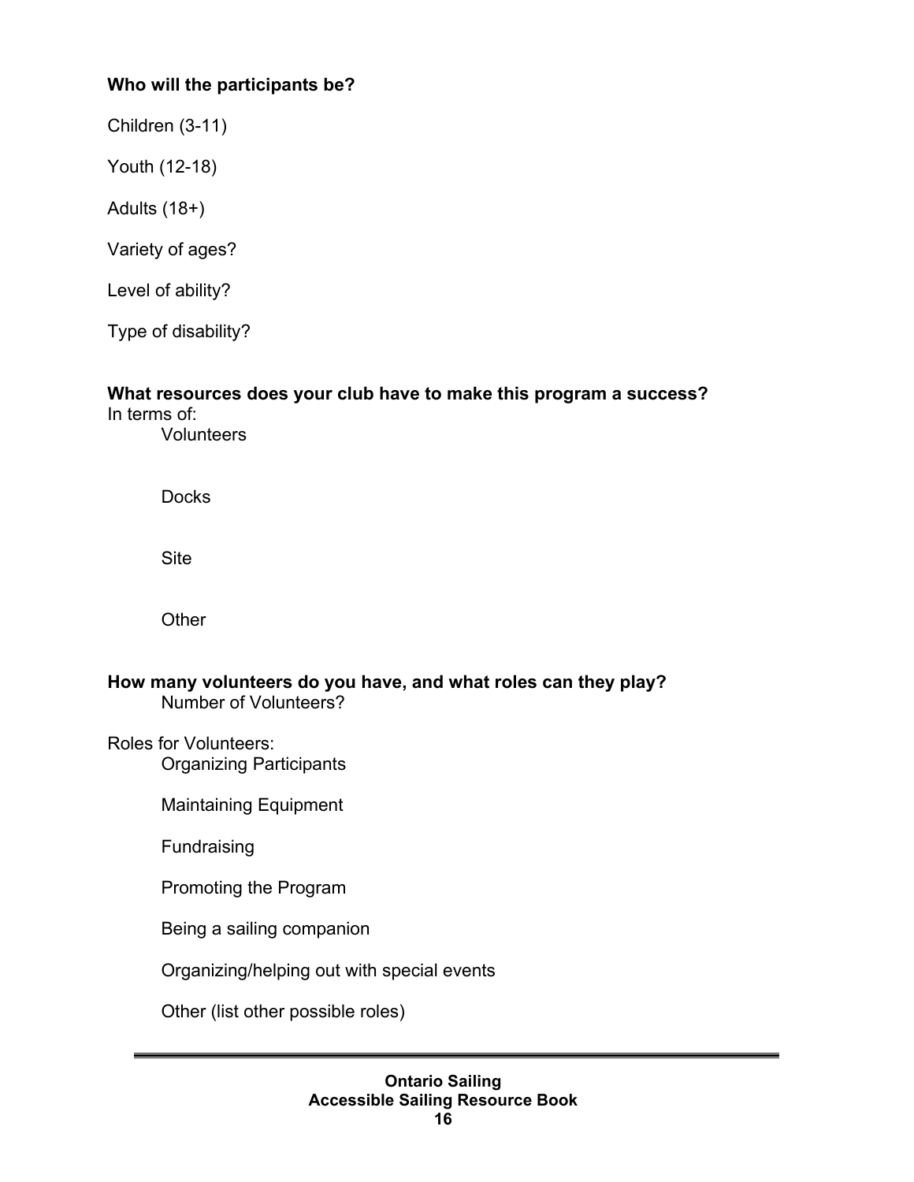**Who will the participants be?**

Children (3-11)

Youth (12-18)

Adults (18+)

Variety of ages?

Level of ability?

Type of disability?

**What resources does your club have to make this program a success?**

In terms of:

- Volunteers

- Docks

- Site

- Other

**How many volunteers do you have, and what roles can they play?**

- Number of Volunteers?

Roles for Volunteers:

- Organizing Participants
- Maintaining Equipment
- Fundraising
- Promoting the Program
- Being a sailing companion
- Organizing/helping out with special events
- Other (list other possible roles)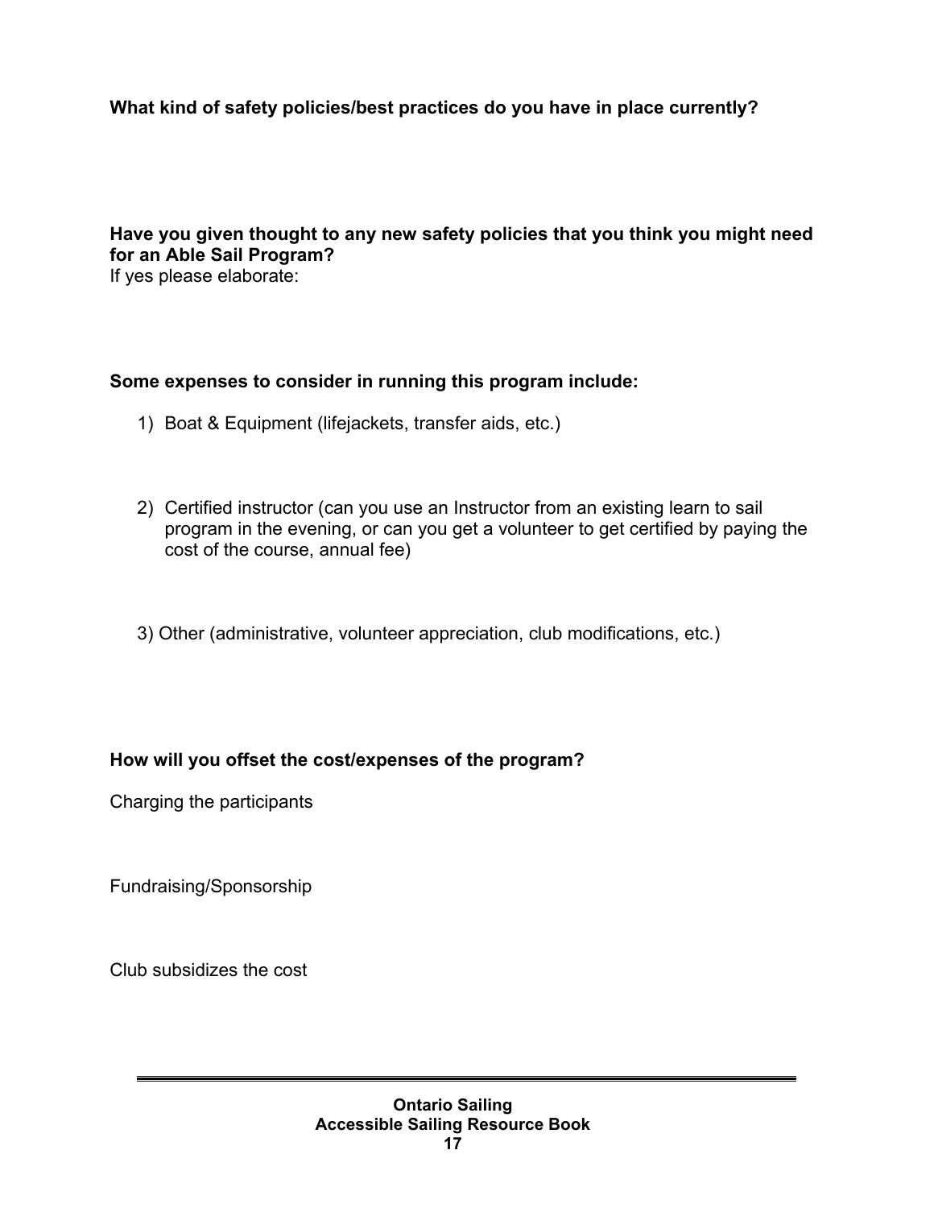**What kind of safety policies/best practices do you have in place currently?**

**Have you given thought to any new safety policies that you think you might need for an Able Sail Program?**
If yes please elaborate:

**Some expenses to consider in running this program include:**

1) Boat & Equipment (lifejackets, transfer aids, etc.)

2) Certified instructor (can you use an Instructor from an existing learn to sail program in the evening, or can you get a volunteer to get certified by paying the cost of the course, annual fee)

3) Other (administrative, volunteer appreciation, club modifications, etc.)

**How will you offset the cost/expenses of the program?**

Charging the participants

Fundraising/Sponsorship

Club subsidizes the cost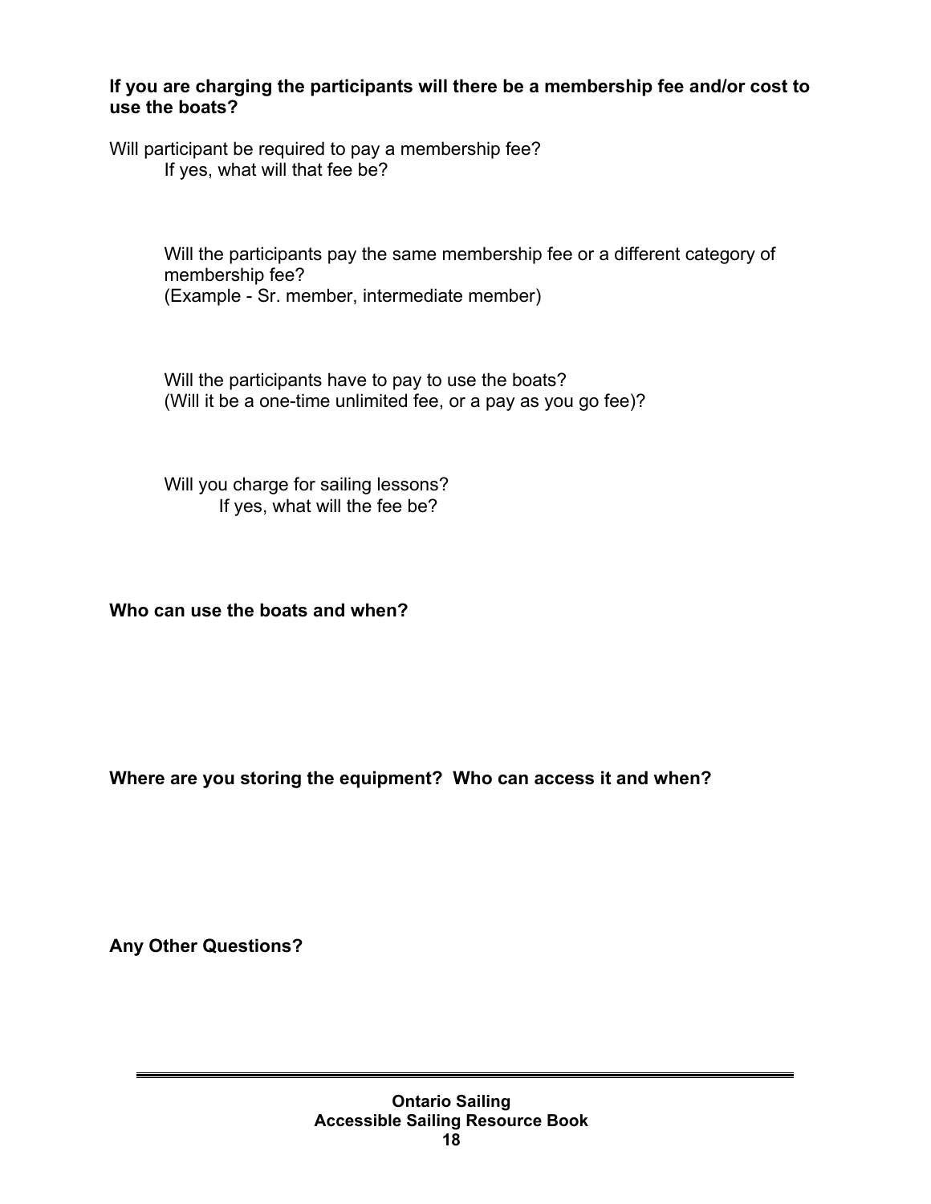**If you are charging the participants will there be a membership fee and/or cost to use the boats?**

Will participant be required to pay a membership fee?
If yes, what will that fee be?

Will the participants pay the same membership fee or a different category of membership fee?
(Example - Sr. member, intermediate member)

Will the participants have to pay to use the boats?
(Will it be a one-time unlimited fee, or a pay as you go fee)?

Will you charge for sailing lessons?
If yes, what will the fee be?

**Who can use the boats and when?**

**Where are you storing the equipment? Who can access it and when?**

**Any Other Questions?**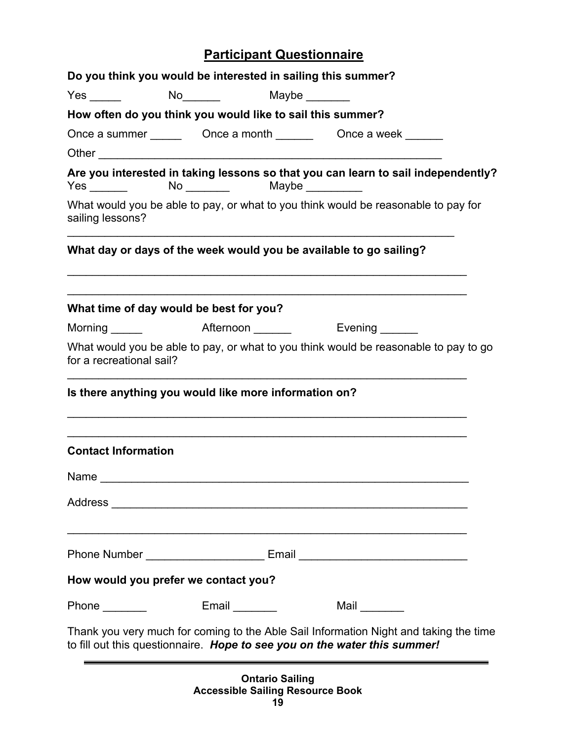## Participant Questionnaire

**Do you think you would be interested in sailing this summer?**

Yes _____ No______ Maybe _______

**How often do you think you would like to sail this summer?**

Once a summer _____ Once a month ______ Once a week ______

Other ________________________________________________________

**Are you interested in taking lessons so that you can learn to sail independently?**
Yes ______ No _______ Maybe _________

What would you be able to pay, or what to you think would be reasonable to pay for sailing lessons?

_______________________________________________________________

**What day or days of the week would you be available to go sailing?**

_______________________________________________________________

_______________________________________________________________

**What time of day would be best for you?**

Morning _____ Afternoon ______ Evening ______

What would you be able to pay, or what to you think would be reasonable to pay to go for a recreational sail?

_______________________________________________________________

**Is there anything you would like more information on?**

_______________________________________________________________

_______________________________________________________________

**Contact Information**

Name ___________________________________________________________

Address _________________________________________________________

_______________________________________________________________

Phone Number __________________ Email __________________________

**How would you prefer we contact you?**

Phone _______ Email _______ Mail _______

Thank you very much for coming to the Able Sail Information Night and taking the time to fill out this questionnaire. ***Hope to see you on the water this summer!***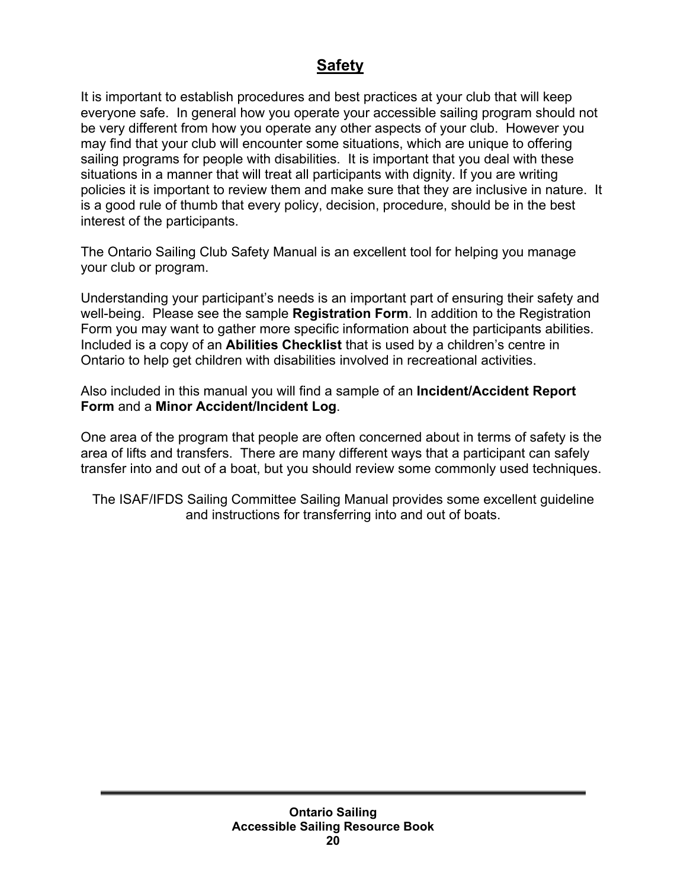# Safety

It is important to establish procedures and best practices at your club that will keep everyone safe. In general how you operate your accessible sailing program should not be very different from how you operate any other aspects of your club. However you may find that your club will encounter some situations, which are unique to offering sailing programs for people with disabilities. It is important that you deal with these situations in a manner that will treat all participants with dignity. If you are writing policies it is important to review them and make sure that they are inclusive in nature. It is a good rule of thumb that every policy, decision, procedure, should be in the best interest of the participants.

The Ontario Sailing Club Safety Manual is an excellent tool for helping you manage your club or program.

Understanding your participant's needs is an important part of ensuring their safety and well-being. Please see the sample **Registration Form**. In addition to the Registration Form you may want to gather more specific information about the participants abilities. Included is a copy of an **Abilities Checklist** that is used by a children's centre in Ontario to help get children with disabilities involved in recreational activities.

Also included in this manual you will find a sample of an **Incident/Accident Report Form** and a **Minor Accident/Incident Log**.

One area of the program that people are often concerned about in terms of safety is the area of lifts and transfers. There are many different ways that a participant can safely transfer into and out of a boat, but you should review some commonly used techniques.

The ISAF/IFDS Sailing Committee Sailing Manual provides some excellent guideline and instructions for transferring into and out of boats.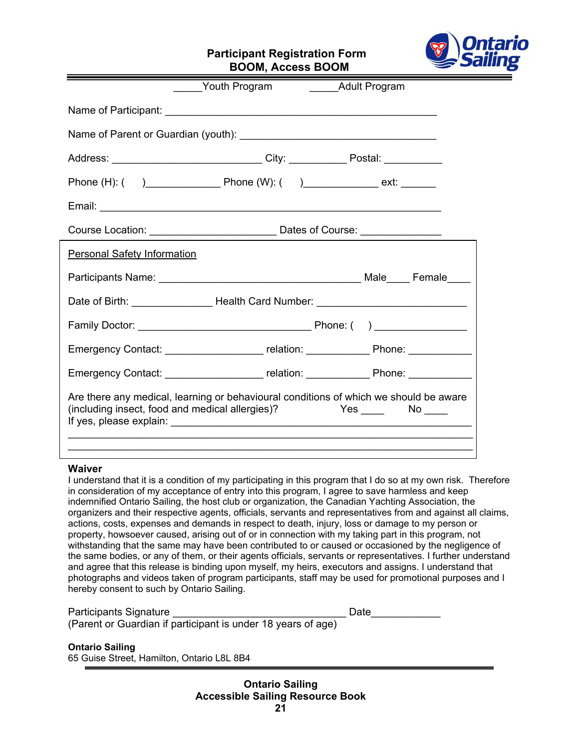# Participant Registration Form
## BOOM, Access BOOM

_____Youth Program _____Adult Program

Name of Participant: _______________________________________________

Name of Parent or Guardian (youth): ___________________________________

Address: __________________________ City: __________ Postal: __________

Phone (H): ( )_____________ Phone (W): ( )_____________ ext: ______

Email: ____________________________________________________________

Course Location: ______________________ Dates of Course: ______________

Personal Safety Information

Participants Name: ___________________________________ Male____ Female____

Date of Birth: ______________ Health Card Number: __________________________

Family Doctor: ______________________________ Phone: ( ) ________________

Emergency Contact: _________________ relation: ___________ Phone: ___________

Emergency Contact: _________________ relation: ___________ Phone: ___________

Are there any medical, learning or behavioural conditions of which we should be aware (including insect, food and medical allergies)? Yes ____ No ____
If yes, please explain: ______________________________________________________
______________________________________________________________________
______________________________________________________________________

**Waiver**
I understand that it is a condition of my participating in this program that I do so at my own risk. Therefore in consideration of my acceptance of entry into this program, I agree to save harmless and keep indemnified Ontario Sailing, the host club or organization, the Canadian Yachting Association, the organizers and their respective agents, officials, servants and representatives from and against all claims, actions, costs, expenses and demands in respect to death, injury, loss or damage to my person or property, howsoever caused, arising out of or in connection with my taking part in this program, not withstanding that the same may have been contributed to or caused or occasioned by the negligence of the same bodies, or any of them, or their agents officials, servants or representatives. I further understand and agree that this release is binding upon myself, my heirs, executors and assigns. I understand that photographs and videos taken of program participants, staff may be used for promotional purposes and I hereby consent to such by Ontario Sailing.

Participants Signature ______________________________ Date____________
(Parent or Guardian if participant is under 18 years of age)

**Ontario Sailing**
65 Guise Street, Hamilton, Ontario L8L 8B4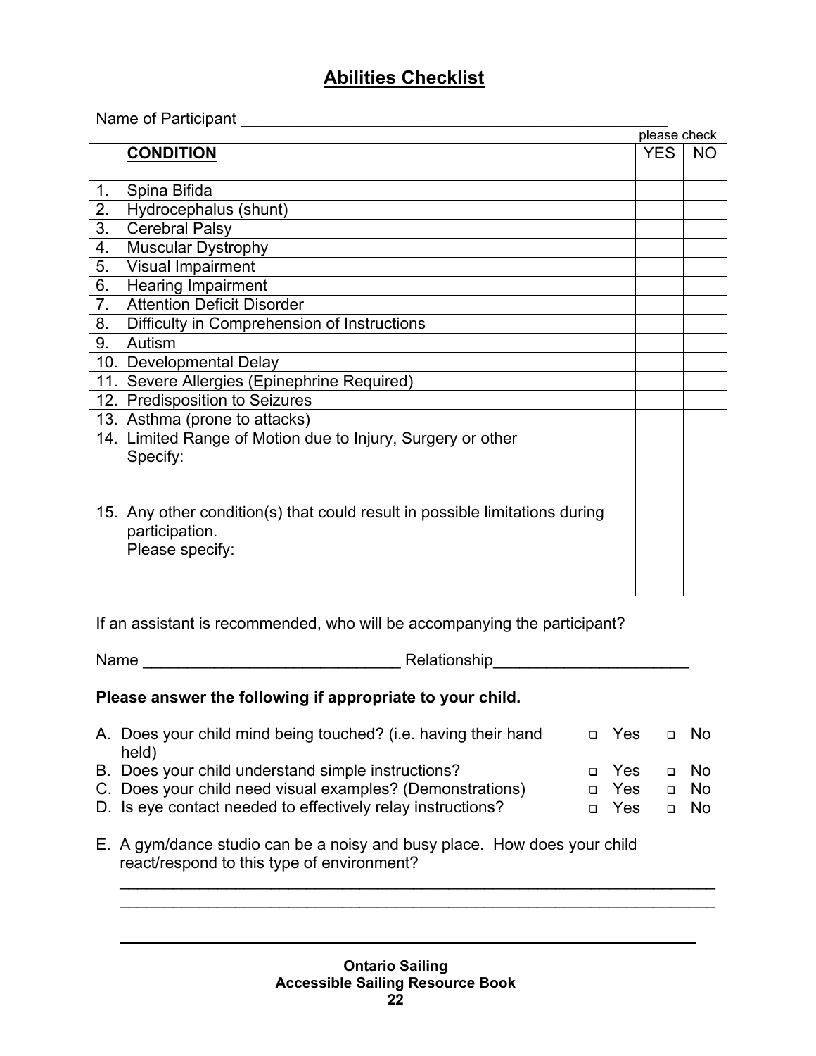# Abilities Checklist

Name of Participant _______________________________________________

please check

| | CONDITION | YES | NO |
|---|---|---|---|
| 1. | Spina Bifida | | |
| 2. | Hydrocephalus (shunt) | | |
| 3. | Cerebral Palsy | | |
| 4. | Muscular Dystrophy | | |
| 5. | Visual Impairment | | |
| 6. | Hearing Impairment | | |
| 7. | Attention Deficit Disorder | | |
| 8. | Difficulty in Comprehension of Instructions | | |
| 9. | Autism | | |
| 10. | Developmental Delay | | |
| 11. | Severe Allergies (Epinephrine Required) | | |
| 12. | Predisposition to Seizures | | |
| 13. | Asthma (prone to attacks) | | |
| 14. | Limited Range of Motion due to Injury, Surgery or other<br>Specify: | | |
| 15. | Any other condition(s) that could result in possible limitations during participation.<br>Please specify: | | |

If an assistant is recommended, who will be accompanying the participant?

Name ____________________________ Relationship_____________________

**Please answer the following if appropriate to your child.**

A. Does your child mind being touched? (i.e. having their hand held) ❑ Yes ❑ No

B. Does your child understand simple instructions? ❑ Yes ❑ No

C. Does your child need visual examples? (Demonstrations) ❑ Yes ❑ No

D. Is eye contact needed to effectively relay instructions? ❑ Yes ❑ No

E. A gym/dance studio can be a noisy and busy place. How does your child react/respond to this type of environment?

_________________________________________________________________

_________________________________________________________________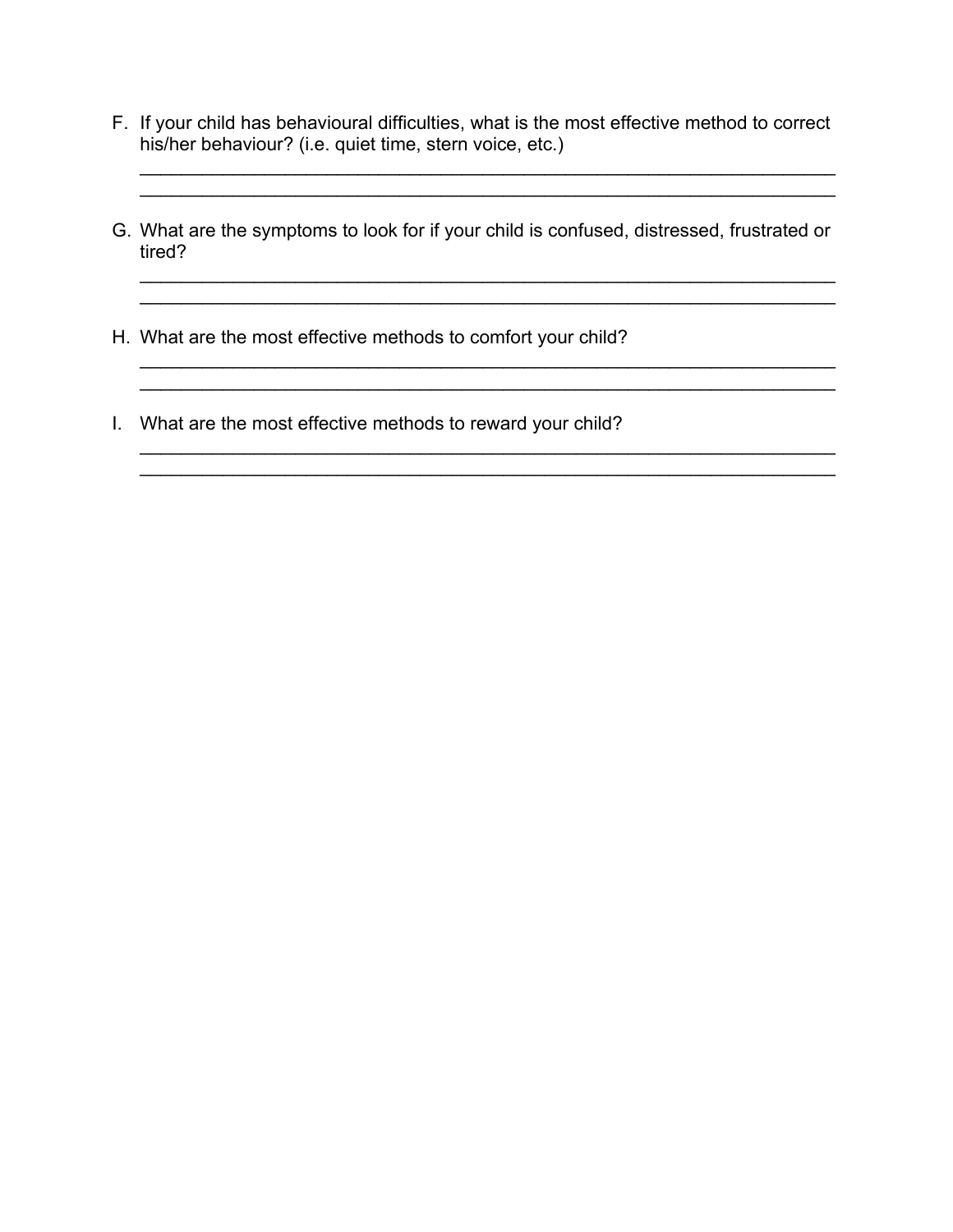F. If your child has behavioural difficulties, what is the most effective method to correct his/her behaviour? (i.e. quiet time, stern voice, etc.)

_____________________________________________________________________
_____________________________________________________________________

G. What are the symptoms to look for if your child is confused, distressed, frustrated or tired?

_____________________________________________________________________
_____________________________________________________________________

H. What are the most effective methods to comfort your child?

_____________________________________________________________________
_____________________________________________________________________

I. What are the most effective methods to reward your child?

_____________________________________________________________________
_____________________________________________________________________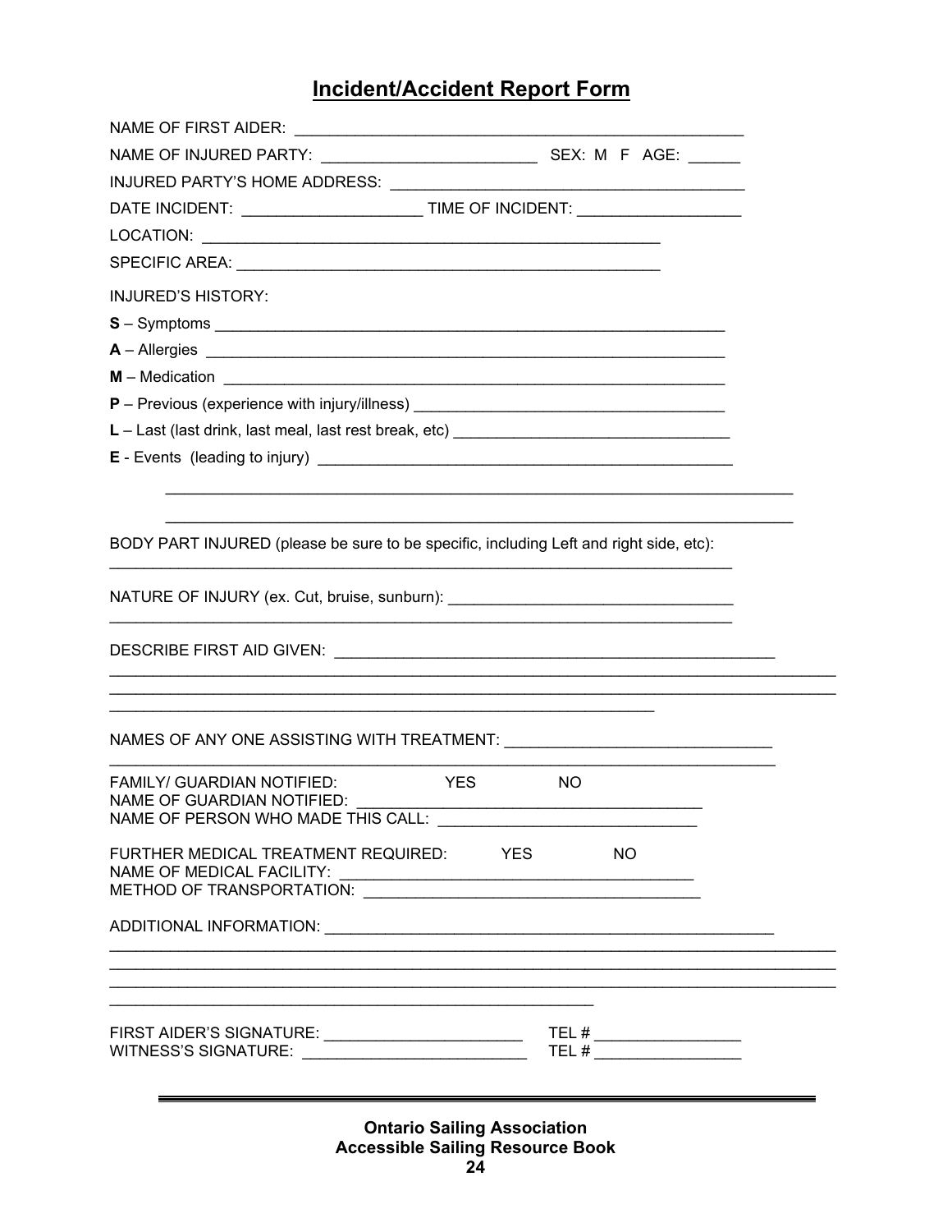# Incident/Accident Report Form

NAME OF FIRST AIDER: _______________________________________________

NAME OF INJURED PARTY: ________________________ SEX: M F AGE: ______

INJURED PARTY'S HOME ADDRESS: _______________________________________

DATE INCIDENT: ____________________ TIME OF INCIDENT: __________________

LOCATION: _____________________________________________________

SPECIFIC AREA: _________________________________________________

INJURED'S HISTORY:

**S** – Symptoms ____________________________________________________

**A** – Allergies ____________________________________________________

**M** – Medication __________________________________________________

**P** – Previous (experience with injury/illness) ______________________________

**L** – Last (last drink, last meal, last rest break, etc) __________________________

**E** - Events (leading to injury) ________________________________________

_______________________________________________________________

_______________________________________________________________

BODY PART INJURED (please be sure to be specific, including Left and right side, etc):

_______________________________________________________________

NATURE OF INJURY (ex. Cut, bruise, sunburn): ______________________________

_______________________________________________________________

DESCRIBE FIRST AID GIVEN: _____________________________________________

_______________________________________________________________

_______________________________________________________________

_______________________________________________________________

NAMES OF ANY ONE ASSISTING WITH TREATMENT: ___________________________

_______________________________________________________________

FAMILY/ GUARDIAN NOTIFIED: YES NO

NAME OF GUARDIAN NOTIFIED: ____________________________________

NAME OF PERSON WHO MADE THIS CALL: ____________________________

FURTHER MEDICAL TREATMENT REQUIRED: YES NO

NAME OF MEDICAL FACILITY: ____________________________________

METHOD OF TRANSPORTATION: ___________________________________

ADDITIONAL INFORMATION: _____________________________________________

_______________________________________________________________

_______________________________________________________________

_______________________________________________________________

_______________________________________________________________

FIRST AIDER'S SIGNATURE: ______________________ TEL # ________________

WITNESS'S SIGNATURE: _________________________ TEL # ________________

**Ontario Sailing Association**
**Accessible Sailing Resource Book**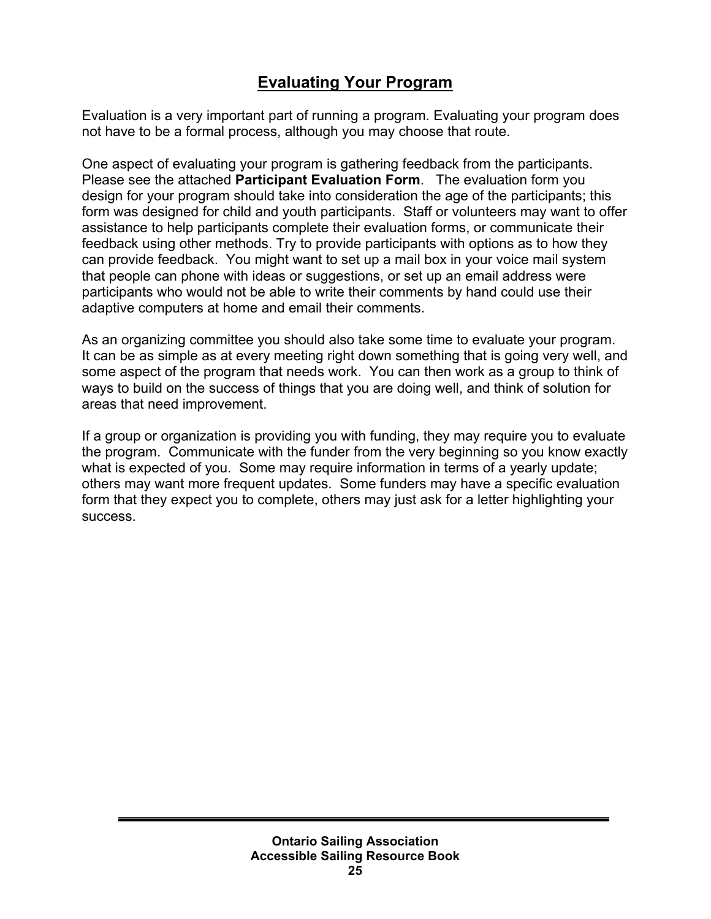# Evaluating Your Program

Evaluation is a very important part of running a program. Evaluating your program does not have to be a formal process, although you may choose that route.

One aspect of evaluating your program is gathering feedback from the participants. Please see the attached **Participant Evaluation Form**. The evaluation form you design for your program should take into consideration the age of the participants; this form was designed for child and youth participants. Staff or volunteers may want to offer assistance to help participants complete their evaluation forms, or communicate their feedback using other methods. Try to provide participants with options as to how they can provide feedback. You might want to set up a mail box in your voice mail system that people can phone with ideas or suggestions, or set up an email address were participants who would not be able to write their comments by hand could use their adaptive computers at home and email their comments.

As an organizing committee you should also take some time to evaluate your program. It can be as simple as at every meeting right down something that is going very well, and some aspect of the program that needs work. You can then work as a group to think of ways to build on the success of things that you are doing well, and think of solution for areas that need improvement.

If a group or organization is providing you with funding, they may require you to evaluate the program. Communicate with the funder from the very beginning so you know exactly what is expected of you. Some may require information in terms of a yearly update; others may want more frequent updates. Some funders may have a specific evaluation form that they expect you to complete, others may just ask for a letter highlighting your success.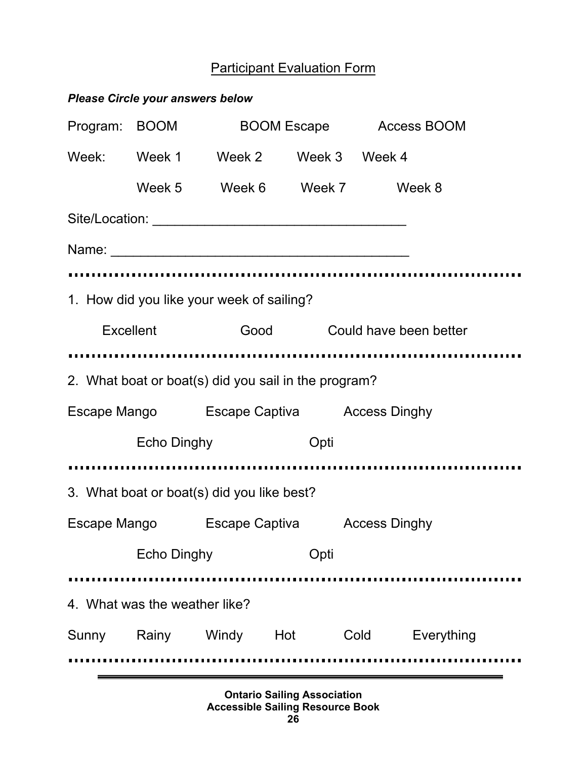## Participant Evaluation Form

***Please Circle your answers below***

Program: BOOM BOOM Escape Access BOOM

Week: Week 1 Week 2 Week 3 Week 4

Week 5 Week 6 Week 7 Week 8

Site/Location: ___________________________________

Name: ________________________________________

---

1. How did you like your week of sailing?

Excellent Good Could have been better

---

2. What boat or boat(s) did you sail in the program?

Escape Mango Escape Captiva Access Dinghy

Echo Dinghy Opti

---

3. What boat or boat(s) did you like best?

Escape Mango Escape Captiva Access Dinghy

Echo Dinghy Opti

---

4. What was the weather like?

Sunny Rainy Windy Hot Cold Everything

---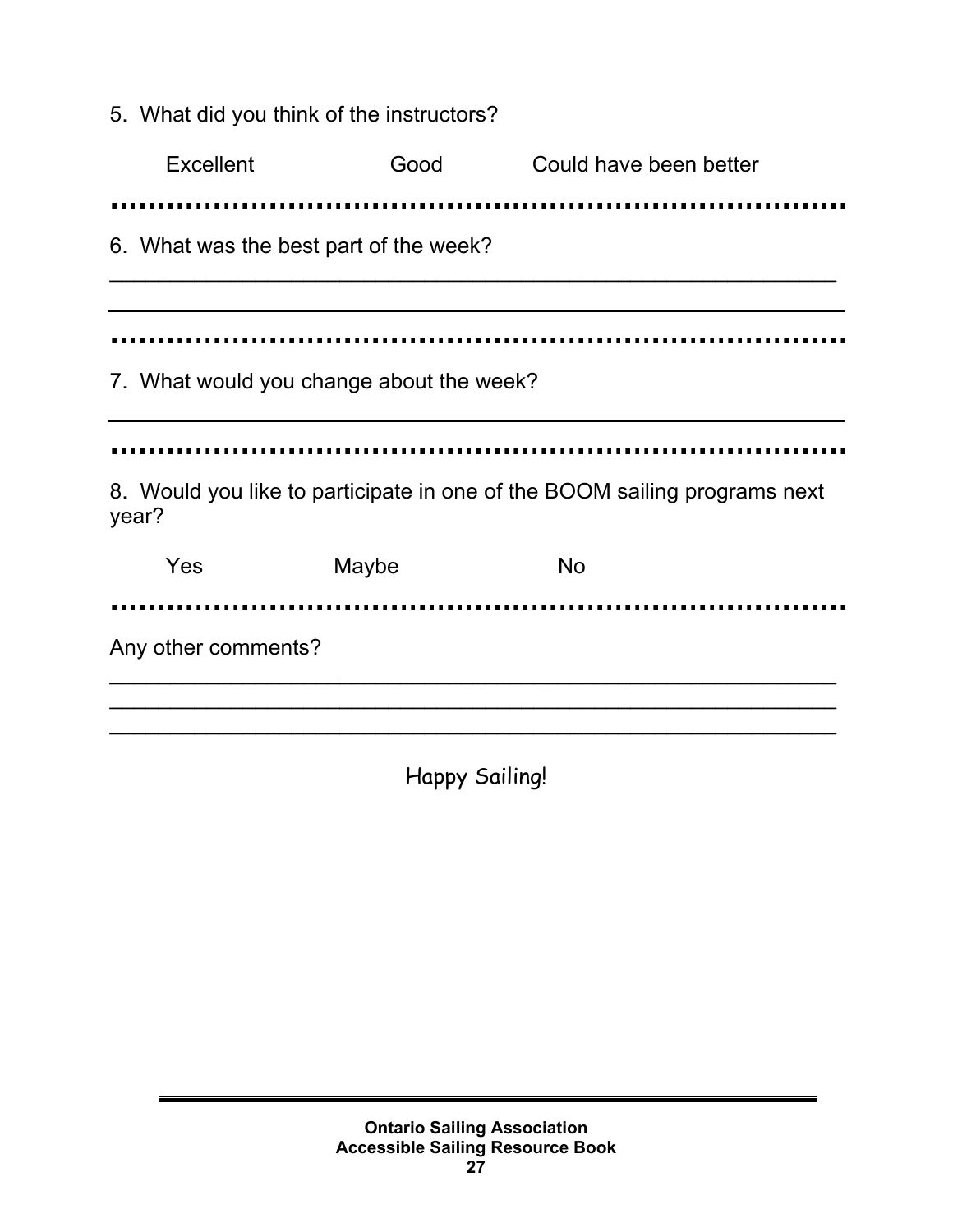5. What did you think of the instructors?

Excellent　　　　Good　　　　Could have been better

6. What was the best part of the week?

______________________________________________________________

______________________________________________________________

7. What would you change about the week?

______________________________________________________________

8. Would you like to participate in one of the BOOM sailing programs next year?

Yes　　　　Maybe　　　　No

Any other comments?

______________________________________________________________

______________________________________________________________

______________________________________________________________

Happy Sailing!